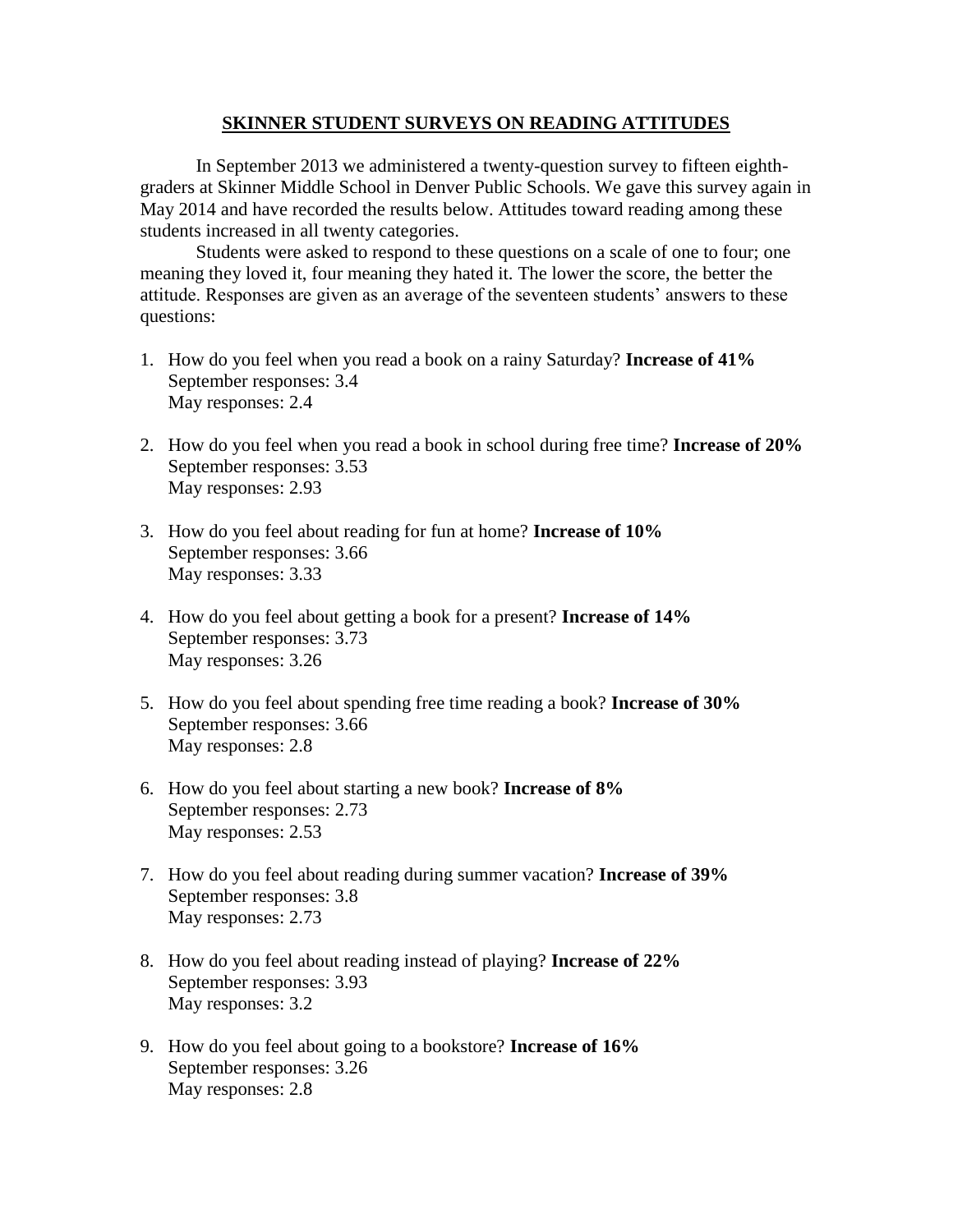## SKINNER STUDENT SURVEYS ON READING ATTITUDES

In September 2013 we administered a twenty-question survey to fifteen eighth-graders at Skinner Middle School in Denver Public Schools. We gave this survey again in May 2014 and have recorded the results below. Attitudes toward reading among these students increased in all twenty categories.

Students were asked to respond to these questions on a scale of one to four; one meaning they loved it, four meaning they hated it. The lower the score, the better the attitude. Responses are given as an average of the seventeen students' answers to these questions:

1. How do you feel when you read a book on a rainy Saturday? **Increase of 41%**
   September responses: 3.4
   May responses: 2.4

2. How do you feel when you read a book in school during free time? **Increase of 20%**
   September responses: 3.53
   May responses: 2.93

3. How do you feel about reading for fun at home? **Increase of 10%**
   September responses: 3.66
   May responses: 3.33

4. How do you feel about getting a book for a present? **Increase of 14%**
   September responses: 3.73
   May responses: 3.26

5. How do you feel about spending free time reading a book? **Increase of 30%**
   September responses: 3.66
   May responses: 2.8

6. How do you feel about starting a new book? **Increase of 8%**
   September responses: 2.73
   May responses: 2.53

7. How do you feel about reading during summer vacation? **Increase of 39%**
   September responses: 3.8
   May responses: 2.73

8. How do you feel about reading instead of playing? **Increase of 22%**
   September responses: 3.93
   May responses: 3.2

9. How do you feel about going to a bookstore? **Increase of 16%**
   September responses: 3.26
   May responses: 2.8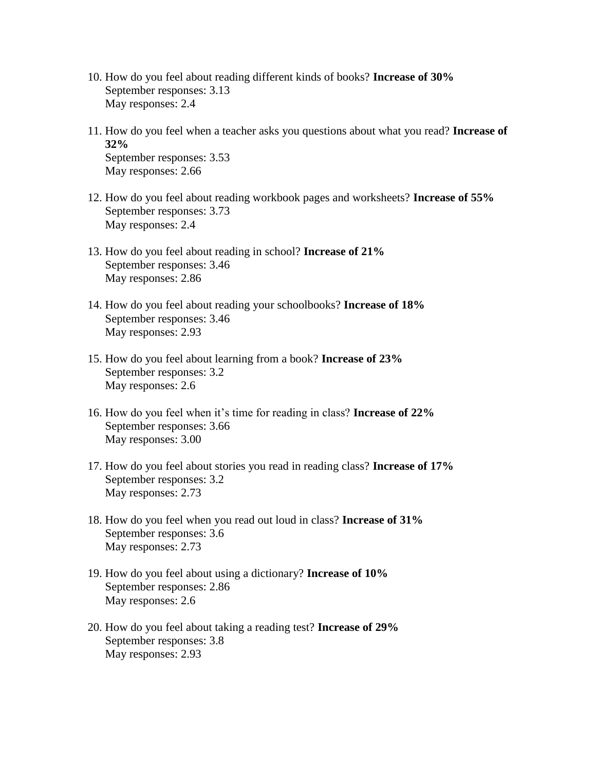10. How do you feel about reading different kinds of books? **Increase of 30%**
    September responses: 3.13
    May responses: 2.4

11. How do you feel when a teacher asks you questions about what you read? **Increase of 32%**
    September responses: 3.53
    May responses: 2.66

12. How do you feel about reading workbook pages and worksheets? **Increase of 55%**
    September responses: 3.73
    May responses: 2.4

13. How do you feel about reading in school? **Increase of 21%**
    September responses: 3.46
    May responses: 2.86

14. How do you feel about reading your schoolbooks? **Increase of 18%**
    September responses: 3.46
    May responses: 2.93

15. How do you feel about learning from a book? **Increase of 23%**
    September responses: 3.2
    May responses: 2.6

16. How do you feel when it's time for reading in class? **Increase of 22%**
    September responses: 3.66
    May responses: 3.00

17. How do you feel about stories you read in reading class? **Increase of 17%**
    September responses: 3.2
    May responses: 2.73

18. How do you feel when you read out loud in class? **Increase of 31%**
    September responses: 3.6
    May responses: 2.73

19. How do you feel about using a dictionary? **Increase of 10%**
    September responses: 2.86
    May responses: 2.6

20. How do you feel about taking a reading test? **Increase of 29%**
    September responses: 3.8
    May responses: 2.93